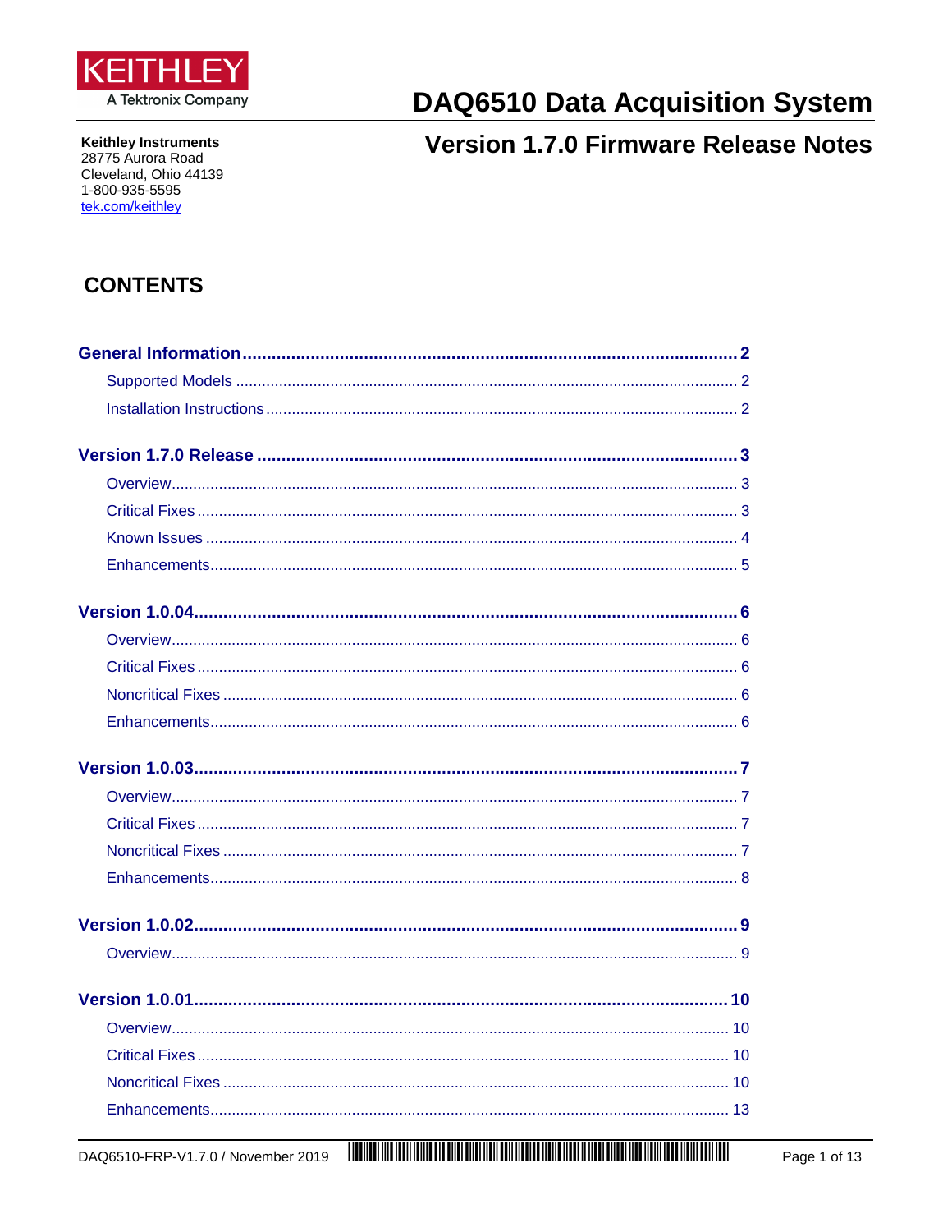KEITHLEY
A Tektronix Company

# DAQ6510 Data Acquisition System

## Version 1.7.0 Firmware Release Notes

**Keithley Instruments**
28775 Aurora Road
Cleveland, Ohio 44139
1-800-935-5595
tek.com/keithley

## CONTENTS

**General Information** ..... 2

- Supported Models ..... 2
- Installation Instructions ..... 2

**Version 1.7.0 Release** ..... 3

- Overview ..... 3
- Critical Fixes ..... 3
- Known Issues ..... 4
- Enhancements ..... 5

**Version 1.0.04** ..... 6

- Overview ..... 6
- Critical Fixes ..... 6
- Noncritical Fixes ..... 6
- Enhancements ..... 6

**Version 1.0.03** ..... 7

- Overview ..... 7
- Critical Fixes ..... 7
- Noncritical Fixes ..... 7
- Enhancements ..... 8

**Version 1.0.02** ..... 9

- Overview ..... 9

**Version 1.0.01** ..... 10

- Overview ..... 10
- Critical Fixes ..... 10
- Noncritical Fixes ..... 10
- Enhancements ..... 13

DAQ6510-FRP-V1.7.0 / November 2019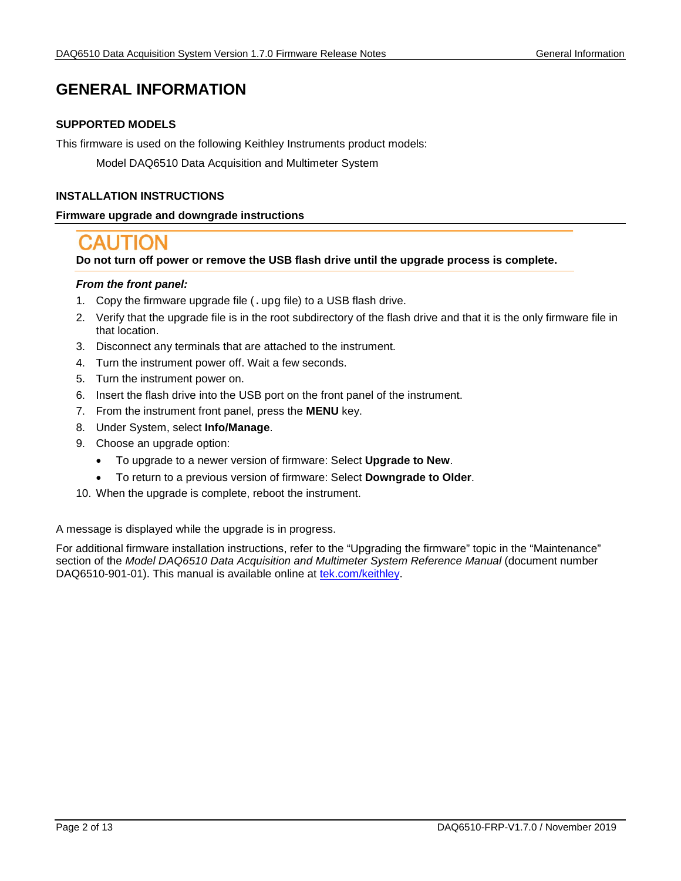# GENERAL INFORMATION

### SUPPORTED MODELS

This firmware is used on the following Keithley Instruments product models:

Model DAQ6510 Data Acquisition and Multimeter System

### INSTALLATION INSTRUCTIONS

**Firmware upgrade and downgrade instructions**

**CAUTION**

**Do not turn off power or remove the USB flash drive until the upgrade process is complete.**

***From the front panel:***

1. Copy the firmware upgrade file (`.upg` file) to a USB flash drive.
2. Verify that the upgrade file is in the root subdirectory of the flash drive and that it is the only firmware file in that location.
3. Disconnect any terminals that are attached to the instrument.
4. Turn the instrument power off. Wait a few seconds.
5. Turn the instrument power on.
6. Insert the flash drive into the USB port on the front panel of the instrument.
7. From the instrument front panel, press the **MENU** key.
8. Under System, select **Info/Manage**.
9. Choose an upgrade option:
   - To upgrade to a newer version of firmware: Select **Upgrade to New**.
   - To return to a previous version of firmware: Select **Downgrade to Older**.
10. When the upgrade is complete, reboot the instrument.

A message is displayed while the upgrade is in progress.

For additional firmware installation instructions, refer to the "Upgrading the firmware" topic in the "Maintenance" section of the *Model DAQ6510 Data Acquisition and Multimeter System Reference Manual* (document number DAQ6510-901-01). This manual is available online at [tek.com/keithley](tek.com/keithley).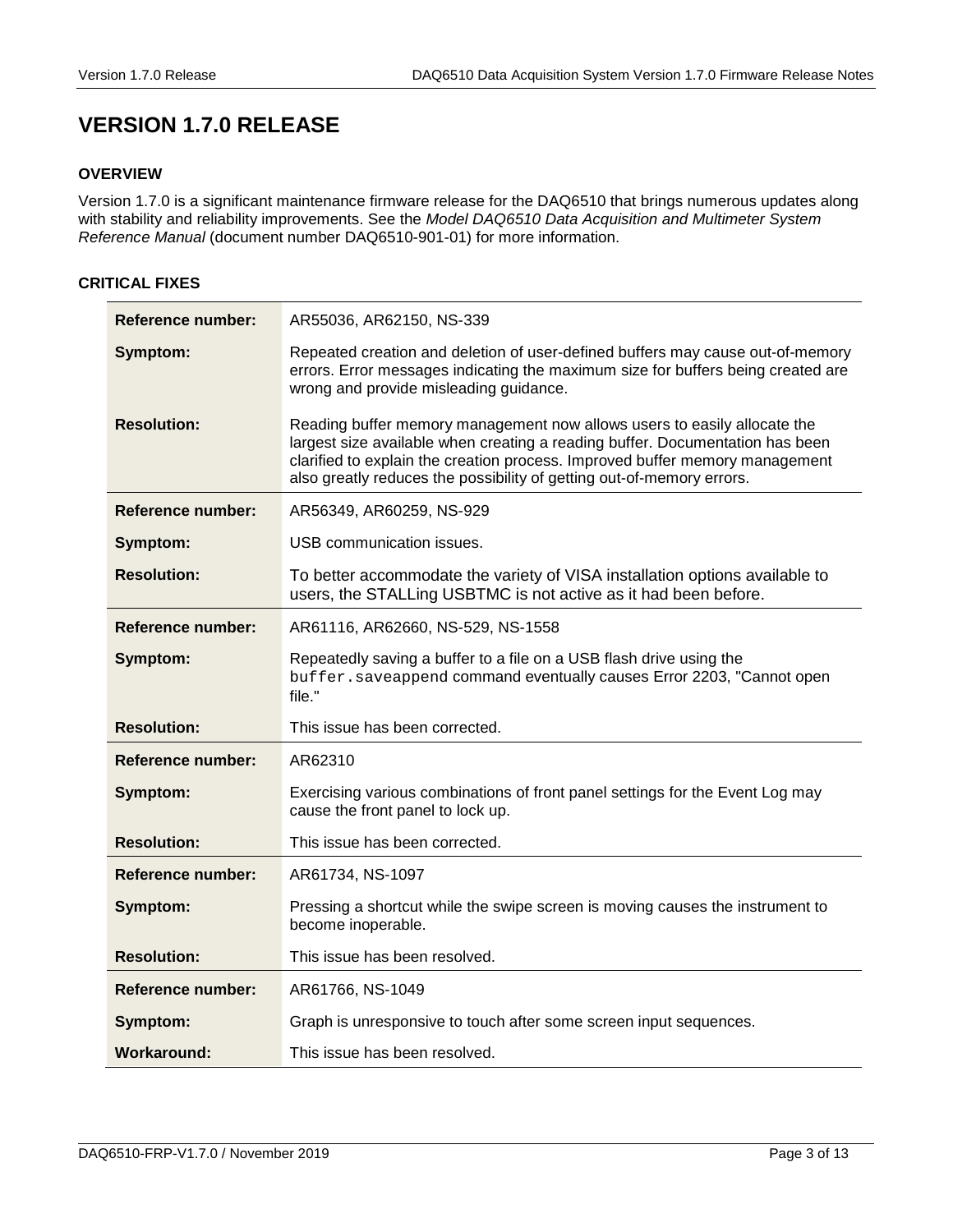# VERSION 1.7.0 RELEASE

### OVERVIEW

Version 1.7.0 is a significant maintenance firmware release for the DAQ6510 that brings numerous updates along with stability and reliability improvements. See the *Model DAQ6510 Data Acquisition and Multimeter System Reference Manual* (document number DAQ6510-901-01) for more information.

### CRITICAL FIXES

| | |
|---|---|
| **Reference number:** | AR55036, AR62150, NS-339 |
| **Symptom:** | Repeated creation and deletion of user-defined buffers may cause out-of-memory errors. Error messages indicating the maximum size for buffers being created are wrong and provide misleading guidance. |
| **Resolution:** | Reading buffer memory management now allows users to easily allocate the largest size available when creating a reading buffer. Documentation has been clarified to explain the creation process. Improved buffer memory management also greatly reduces the possibility of getting out-of-memory errors. |

| | |
|---|---|
| **Reference number:** | AR56349, AR60259, NS-929 |
| **Symptom:** | USB communication issues. |
| **Resolution:** | To better accommodate the variety of VISA installation options available to users, the STALLing USBTMC is not active as it had been before. |

| | |
|---|---|
| **Reference number:** | AR61116, AR62660, NS-529, NS-1558 |
| **Symptom:** | Repeatedly saving a buffer to a file on a USB flash drive using the `buffer.saveappend` command eventually causes Error 2203, "Cannot open file." |
| **Resolution:** | This issue has been corrected. |

| | |
|---|---|
| **Reference number:** | AR62310 |
| **Symptom:** | Exercising various combinations of front panel settings for the Event Log may cause the front panel to lock up. |
| **Resolution:** | This issue has been corrected. |

| | |
|---|---|
| **Reference number:** | AR61734, NS-1097 |
| **Symptom:** | Pressing a shortcut while the swipe screen is moving causes the instrument to become inoperable. |
| **Resolution:** | This issue has been resolved. |

| | |
|---|---|
| **Reference number:** | AR61766, NS-1049 |
| **Symptom:** | Graph is unresponsive to touch after some screen input sequences. |
| **Workaround:** | This issue has been resolved. |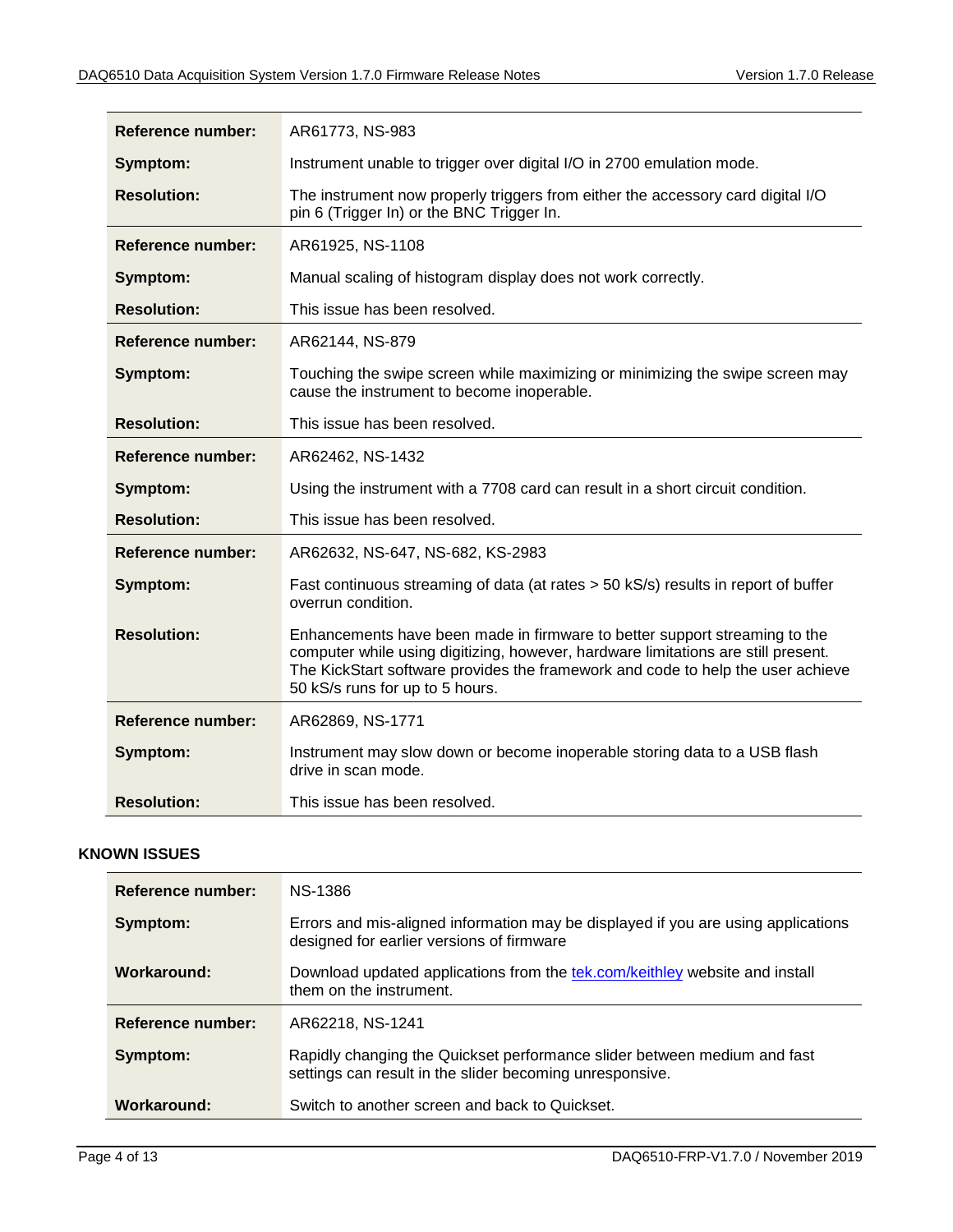| | |
|---|---|
| **Reference number:** | AR61773, NS-983 |
| **Symptom:** | Instrument unable to trigger over digital I/O in 2700 emulation mode. |
| **Resolution:** | The instrument now properly triggers from either the accessory card digital I/O pin 6 (Trigger In) or the BNC Trigger In. |
| **Reference number:** | AR61925, NS-1108 |
| **Symptom:** | Manual scaling of histogram display does not work correctly. |
| **Resolution:** | This issue has been resolved. |
| **Reference number:** | AR62144, NS-879 |
| **Symptom:** | Touching the swipe screen while maximizing or minimizing the swipe screen may cause the instrument to become inoperable. |
| **Resolution:** | This issue has been resolved. |
| **Reference number:** | AR62462, NS-1432 |
| **Symptom:** | Using the instrument with a 7708 card can result in a short circuit condition. |
| **Resolution:** | This issue has been resolved. |
| **Reference number:** | AR62632, NS-647, NS-682, KS-2983 |
| **Symptom:** | Fast continuous streaming of data (at rates > 50 kS/s) results in report of buffer overrun condition. |
| **Resolution:** | Enhancements have been made in firmware to better support streaming to the computer while using digitizing, however, hardware limitations are still present. The KickStart software provides the framework and code to help the user achieve 50 kS/s runs for up to 5 hours. |
| **Reference number:** | AR62869, NS-1771 |
| **Symptom:** | Instrument may slow down or become inoperable storing data to a USB flash drive in scan mode. |
| **Resolution:** | This issue has been resolved. |

## KNOWN ISSUES

| | |
|---|---|
| **Reference number:** | NS-1386 |
| **Symptom:** | Errors and mis-aligned information may be displayed if you are using applications designed for earlier versions of firmware |
| **Workaround:** | Download updated applications from the tek.com/keithley website and install them on the instrument. |
| **Reference number:** | AR62218, NS-1241 |
| **Symptom:** | Rapidly changing the Quickset performance slider between medium and fast settings can result in the slider becoming unresponsive. |
| **Workaround:** | Switch to another screen and back to Quickset. |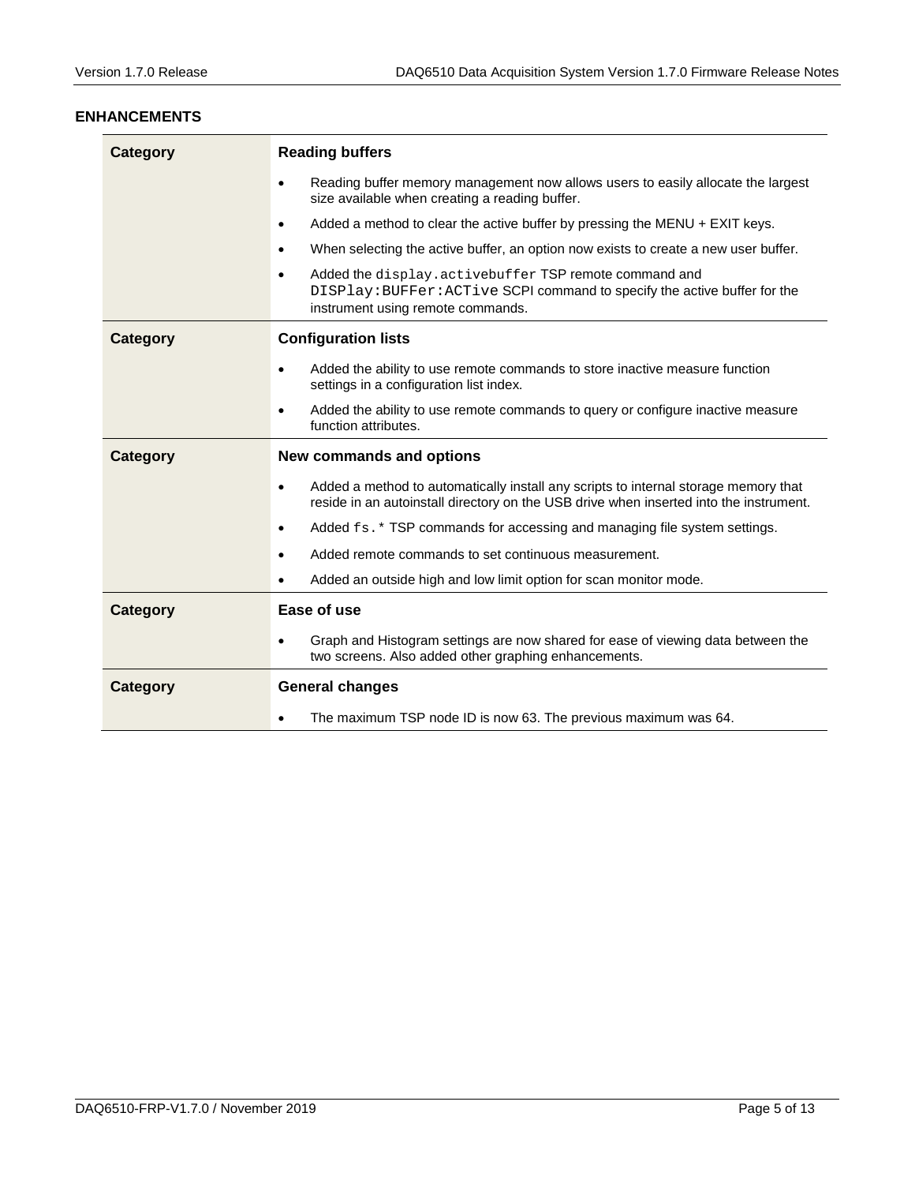## ENHANCEMENTS

| Category | Reading buffers |
| --- | --- |
| | • Reading buffer memory management now allows users to easily allocate the largest size available when creating a reading buffer.<br>• Added a method to clear the active buffer by pressing the MENU + EXIT keys.<br>• When selecting the active buffer, an option now exists to create a new user buffer.<br>• Added the `display.activebuffer` TSP remote command and `DISPlay:BUFFer:ACTive` SCPI command to specify the active buffer for the instrument using remote commands. |
| **Category** | **Configuration lists** |
| | • Added the ability to use remote commands to store inactive measure function settings in a configuration list index.<br>• Added the ability to use remote commands to query or configure inactive measure function attributes. |
| **Category** | **New commands and options** |
| | • Added a method to automatically install any scripts to internal storage memory that reside in an autoinstall directory on the USB drive when inserted into the instrument.<br>• Added `fs.*` TSP commands for accessing and managing file system settings.<br>• Added remote commands to set continuous measurement.<br>• Added an outside high and low limit option for scan monitor mode. |
| **Category** | **Ease of use** |
| | • Graph and Histogram settings are now shared for ease of viewing data between the two screens. Also added other graphing enhancements. |
| **Category** | **General changes** |
| | • The maximum TSP node ID is now 63. The previous maximum was 64. |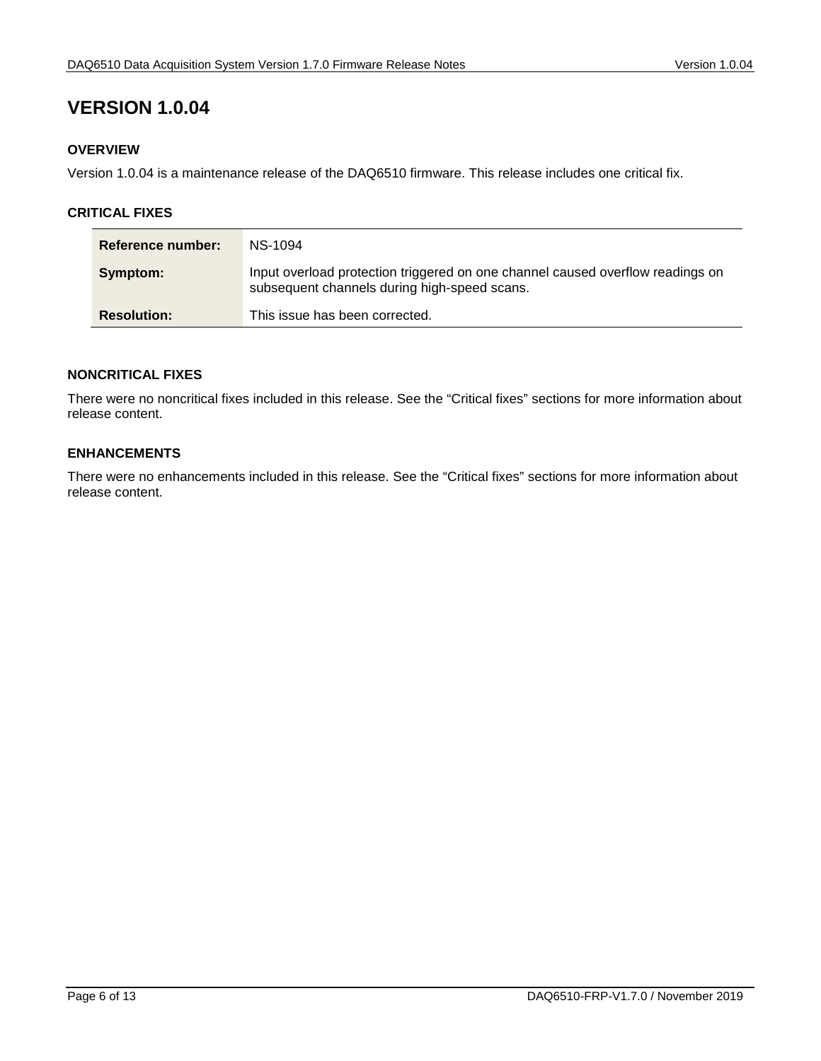# VERSION 1.0.04

### OVERVIEW

Version 1.0.04 is a maintenance release of the DAQ6510 firmware. This release includes one critical fix.

### CRITICAL FIXES

| | |
|---|---|
| **Reference number:** | NS-1094 |
| **Symptom:** | Input overload protection triggered on one channel caused overflow readings on subsequent channels during high-speed scans. |
| **Resolution:** | This issue has been corrected. |

### NONCRITICAL FIXES

There were no noncritical fixes included in this release. See the “Critical fixes” sections for more information about release content.

### ENHANCEMENTS

There were no enhancements included in this release. See the “Critical fixes” sections for more information about release content.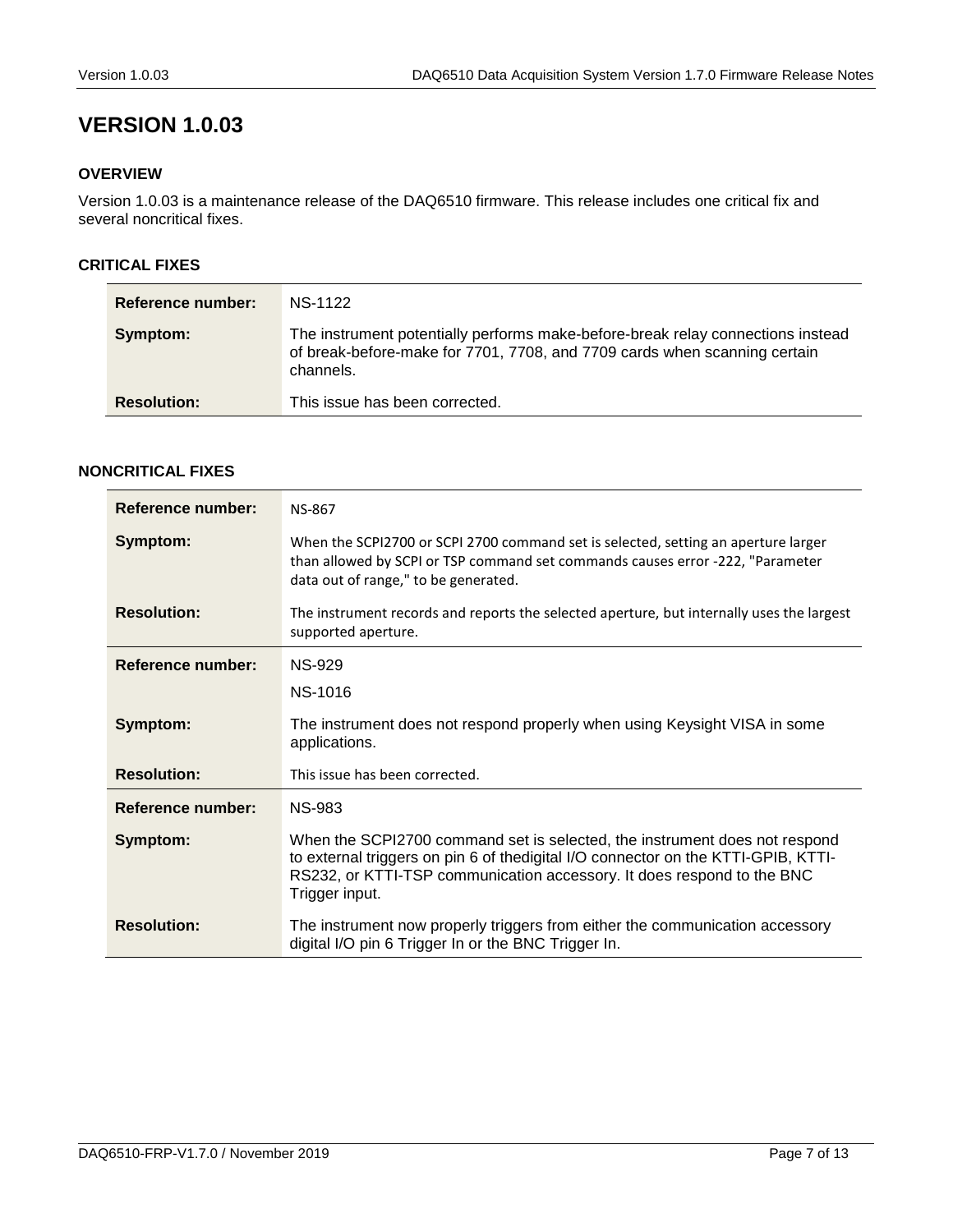# VERSION 1.0.03

### OVERVIEW

Version 1.0.03 is a maintenance release of the DAQ6510 firmware. This release includes one critical fix and several noncritical fixes.

### CRITICAL FIXES

| | |
|---|---|
| **Reference number:** | NS-1122 |
| **Symptom:** | The instrument potentially performs make-before-break relay connections instead of break-before-make for 7701, 7708, and 7709 cards when scanning certain channels. |
| **Resolution:** | This issue has been corrected. |

### NONCRITICAL FIXES

| | |
|---|---|
| **Reference number:** | NS-867 |
| **Symptom:** | When the SCPI2700 or SCPI 2700 command set is selected, setting an aperture larger than allowed by SCPI or TSP command set commands causes error -222, "Parameter data out of range," to be generated. |
| **Resolution:** | The instrument records and reports the selected aperture, but internally uses the largest supported aperture. |
| **Reference number:** | NS-929<br>NS-1016 |
| **Symptom:** | The instrument does not respond properly when using Keysight VISA in some applications. |
| **Resolution:** | This issue has been corrected. |
| **Reference number:** | NS-983 |
| **Symptom:** | When the SCPI2700 command set is selected, the instrument does not respond to external triggers on pin 6 of thedigital I/O connector on the KTTI-GPIB, KTTI-RS232, or KTTI-TSP communication accessory. It does respond to the BNC Trigger input. |
| **Resolution:** | The instrument now properly triggers from either the communication accessory digital I/O pin 6 Trigger In or the BNC Trigger In. |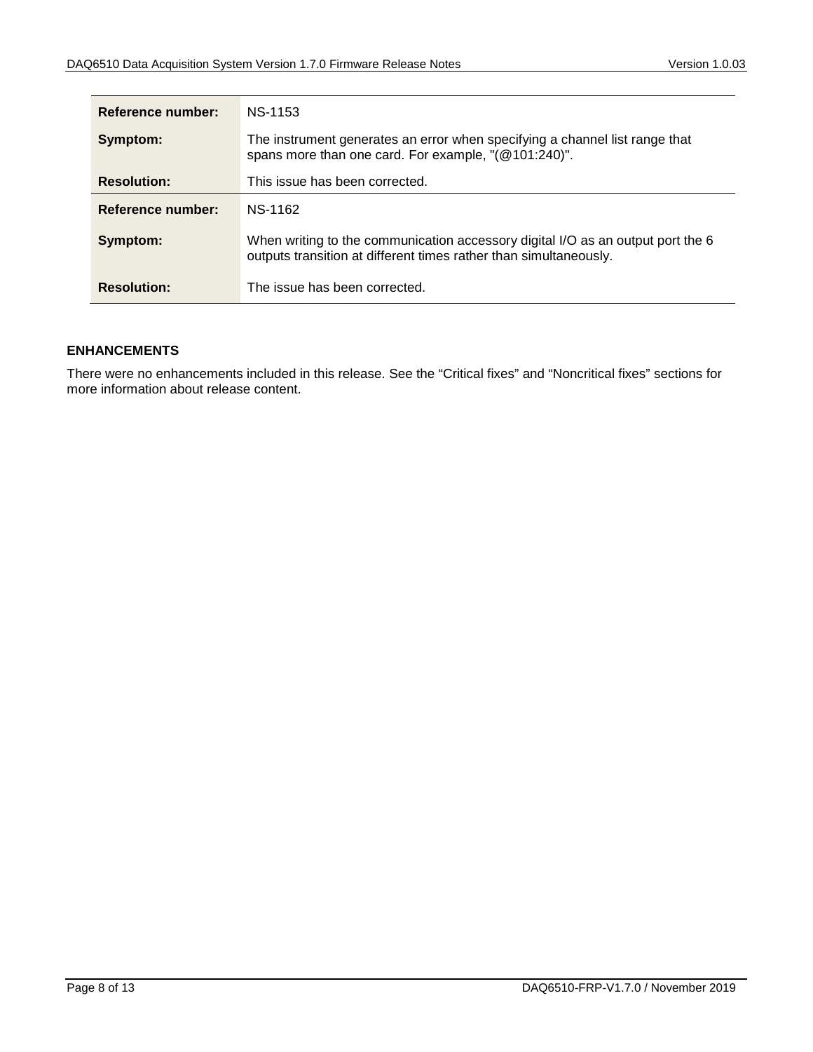| Reference number: | NS-1153 |
|---|---|
| Symptom: | The instrument generates an error when specifying a channel list range that spans more than one card. For example, "(@101:240)". |
| Resolution: | This issue has been corrected. |

| Reference number: | NS-1162 |
|---|---|
| Symptom: | When writing to the communication accessory digital I/O as an output port the 6 outputs transition at different times rather than simultaneously. |
| Resolution: | The issue has been corrected. |

## ENHANCEMENTS

There were no enhancements included in this release. See the “Critical fixes” and “Noncritical fixes” sections for more information about release content.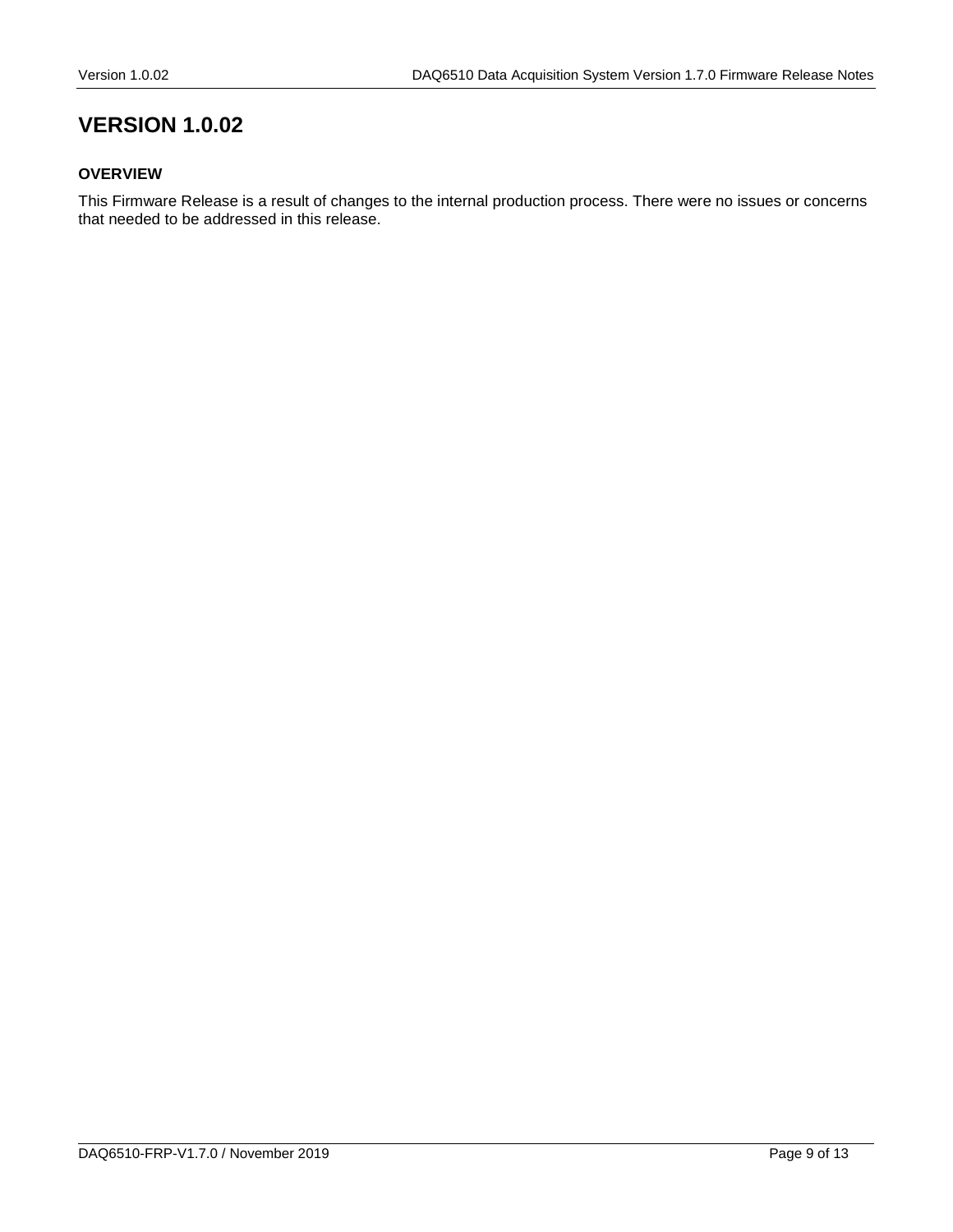# VERSION 1.0.02

### OVERVIEW

This Firmware Release is a result of changes to the internal production process. There were no issues or concerns that needed to be addressed in this release.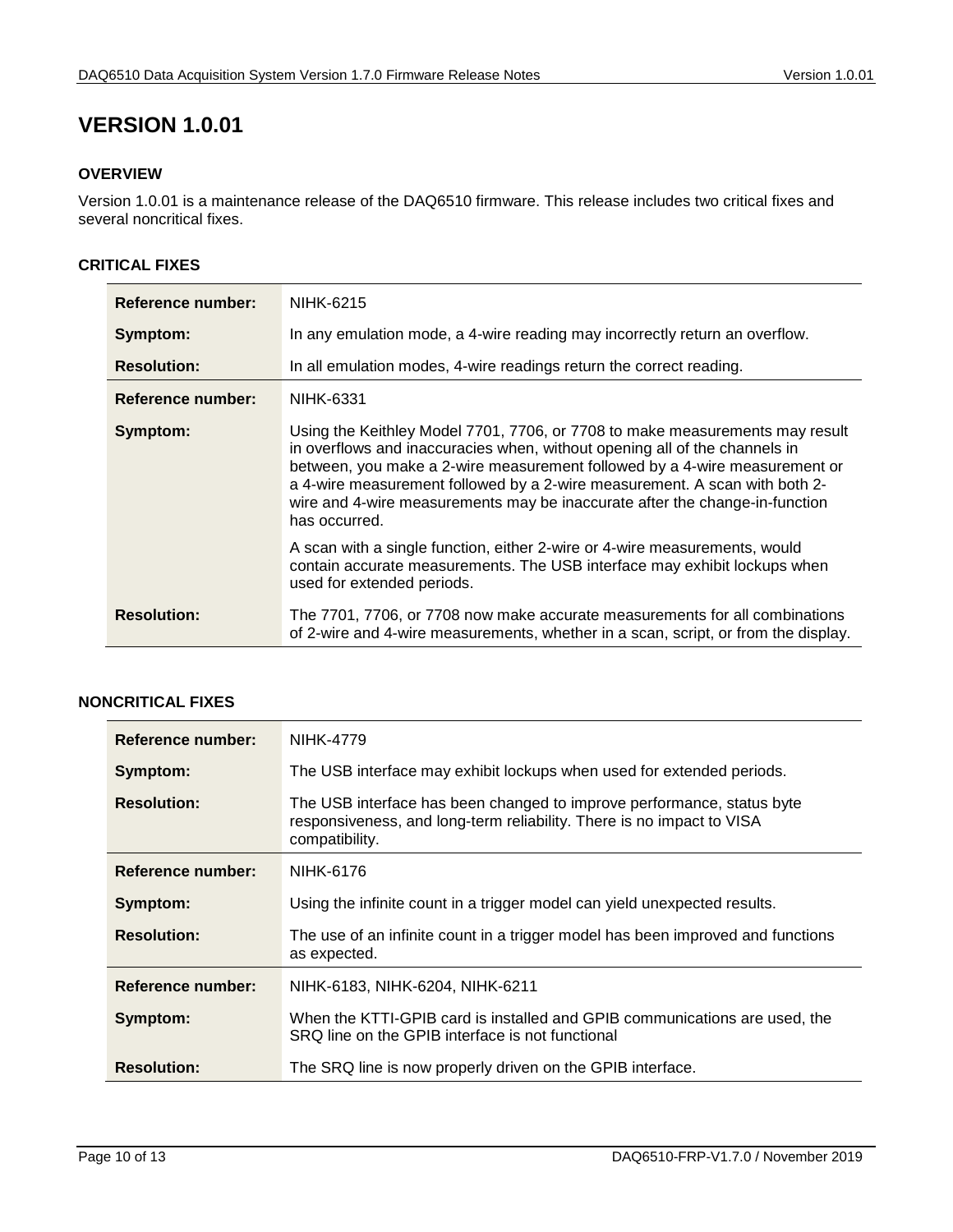# VERSION 1.0.01

## OVERVIEW

Version 1.0.01 is a maintenance release of the DAQ6510 firmware. This release includes two critical fixes and several noncritical fixes.

## CRITICAL FIXES

| | |
|---|---|
| **Reference number:** | NIHK-6215 |
| **Symptom:** | In any emulation mode, a 4-wire reading may incorrectly return an overflow. |
| **Resolution:** | In all emulation modes, 4-wire readings return the correct reading. |
| **Reference number:** | NIHK-6331 |
| **Symptom:** | Using the Keithley Model 7701, 7706, or 7708 to make measurements may result in overflows and inaccuracies when, without opening all of the channels in between, you make a 2-wire measurement followed by a 4-wire measurement or a 4-wire measurement followed by a 2-wire measurement. A scan with both 2-wire and 4-wire measurements may be inaccurate after the change-in-function has occurred.<br><br>A scan with a single function, either 2-wire or 4-wire measurements, would contain accurate measurements. The USB interface may exhibit lockups when used for extended periods. |
| **Resolution:** | The 7701, 7706, or 7708 now make accurate measurements for all combinations of 2-wire and 4-wire measurements, whether in a scan, script, or from the display. |

## NONCRITICAL FIXES

| | |
|---|---|
| **Reference number:** | NIHK-4779 |
| **Symptom:** | The USB interface may exhibit lockups when used for extended periods. |
| **Resolution:** | The USB interface has been changed to improve performance, status byte responsiveness, and long-term reliability. There is no impact to VISA compatibility. |
| **Reference number:** | NIHK-6176 |
| **Symptom:** | Using the infinite count in a trigger model can yield unexpected results. |
| **Resolution:** | The use of an infinite count in a trigger model has been improved and functions as expected. |
| **Reference number:** | NIHK-6183, NIHK-6204, NIHK-6211 |
| **Symptom:** | When the KTTI-GPIB card is installed and GPIB communications are used, the SRQ line on the GPIB interface is not functional |
| **Resolution:** | The SRQ line is now properly driven on the GPIB interface. |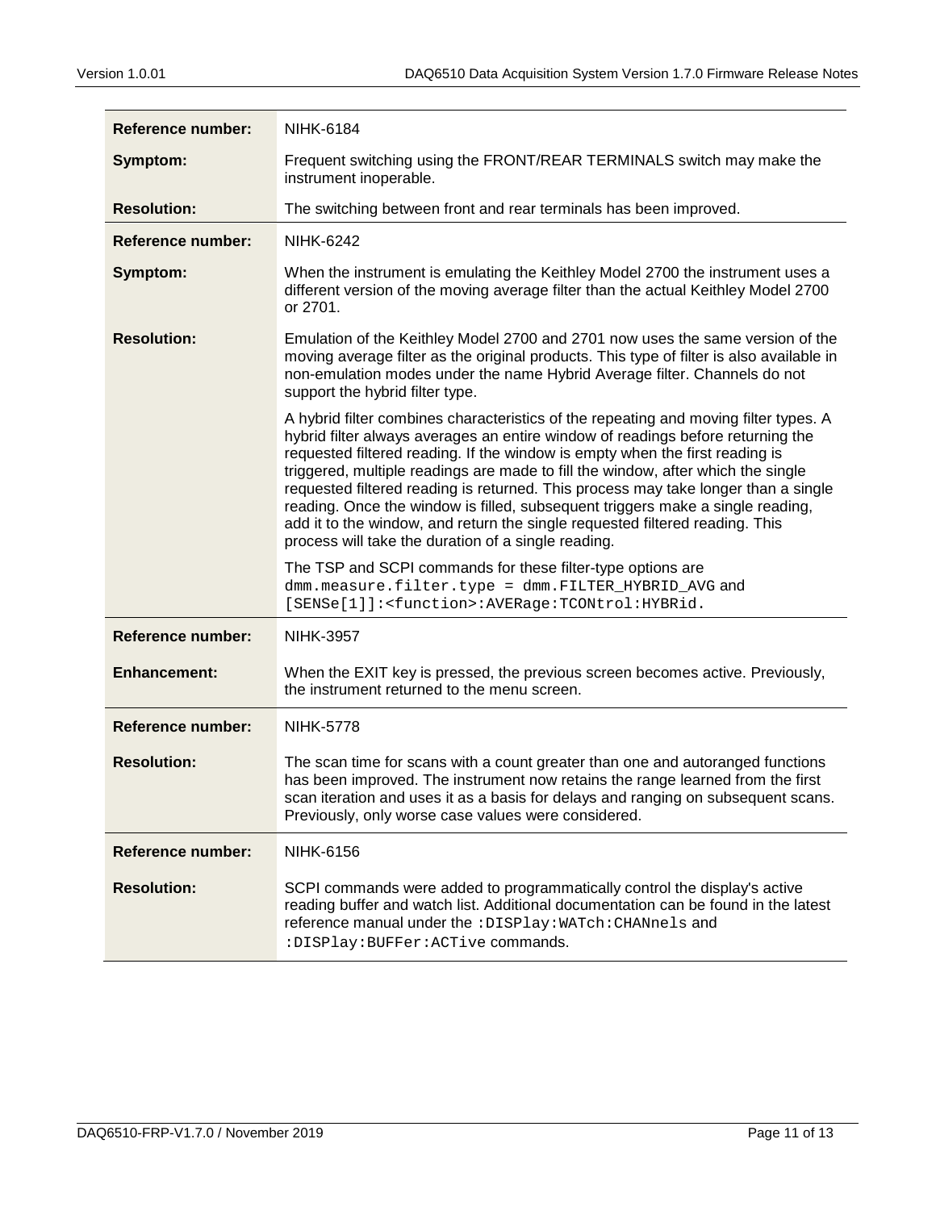| | |
|---|---|
| **Reference number:** | NIHK-6184 |
| **Symptom:** | Frequent switching using the FRONT/REAR TERMINALS switch may make the instrument inoperable. |
| **Resolution:** | The switching between front and rear terminals has been improved. |

| | |
|---|---|
| **Reference number:** | NIHK-6242 |
| **Symptom:** | When the instrument is emulating the Keithley Model 2700 the instrument uses a different version of the moving average filter than the actual Keithley Model 2700 or 2701. |
| **Resolution:** | Emulation of the Keithley Model 2700 and 2701 now uses the same version of the moving average filter as the original products. This type of filter is also available in non-emulation modes under the name Hybrid Average filter. Channels do not support the hybrid filter type.<br><br>A hybrid filter combines characteristics of the repeating and moving filter types. A hybrid filter always averages an entire window of readings before returning the requested filtered reading. If the window is empty when the first reading is triggered, multiple readings are made to fill the window, after which the single requested filtered reading is returned. This process may take longer than a single reading. Once the window is filled, subsequent triggers make a single reading, add it to the window, and return the single requested filtered reading. This process will take the duration of a single reading.<br><br>The TSP and SCPI commands for these filter-type options are `dmm.measure.filter.type = dmm.FILTER_HYBRID_AVG` and `[SENSe[1]]:<function>:AVERage:TCONtrol:HYBRid`. |

| | |
|---|---|
| **Reference number:** | NIHK-3957 |
| **Enhancement:** | When the EXIT key is pressed, the previous screen becomes active. Previously, the instrument returned to the menu screen. |

| | |
|---|---|
| **Reference number:** | NIHK-5778 |
| **Resolution:** | The scan time for scans with a count greater than one and autoranged functions has been improved. The instrument now retains the range learned from the first scan iteration and uses it as a basis for delays and ranging on subsequent scans. Previously, only worse case values were considered. |

| | |
|---|---|
| **Reference number:** | NIHK-6156 |
| **Resolution:** | SCPI commands were added to programmatically control the display's active reading buffer and watch list. Additional documentation can be found in the latest reference manual under the `:DISPlay:WATch:CHANnels` and `:DISPlay:BUFFer:ACTive` commands. |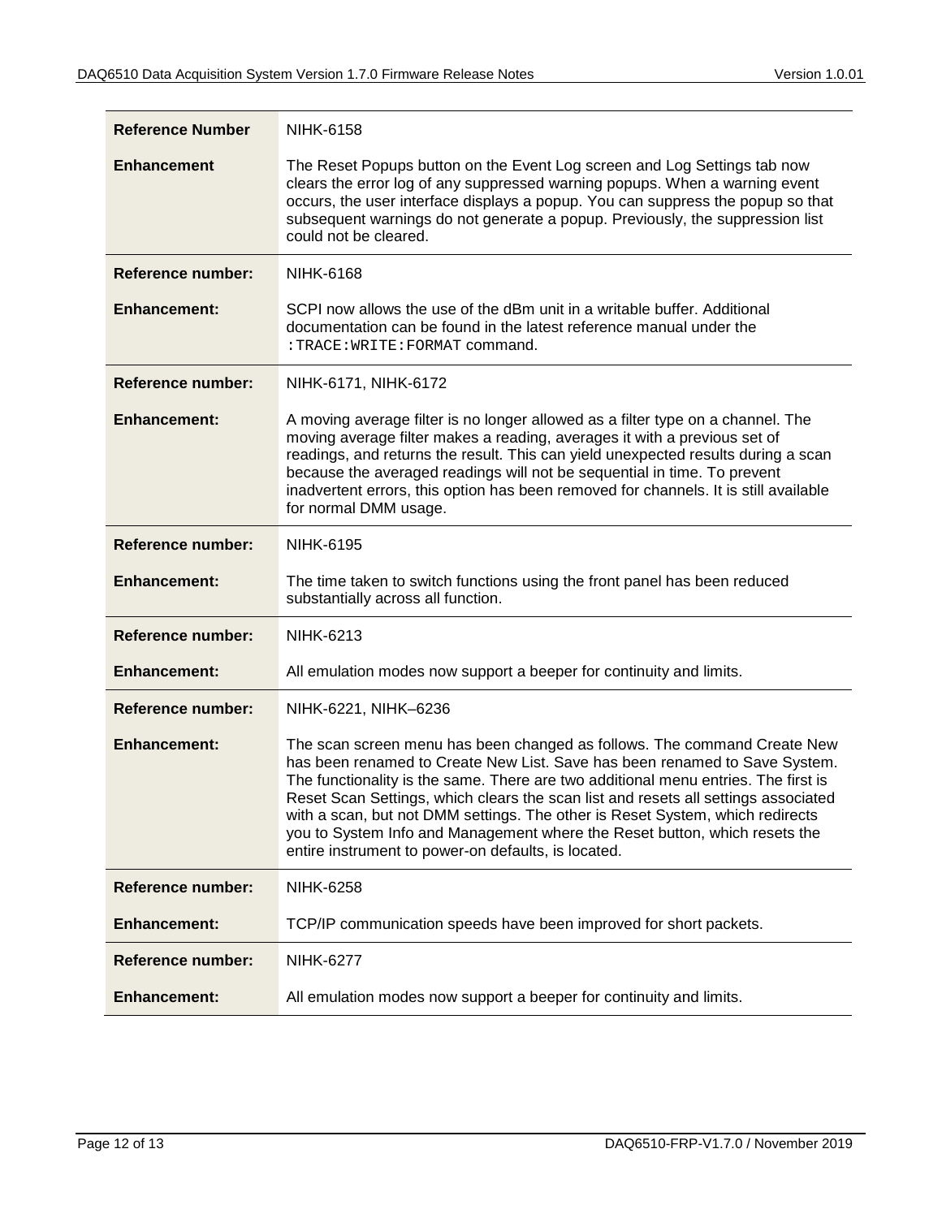| Reference Number | NIHK-6158 |
|---|---|
| **Enhancement** | The Reset Popups button on the Event Log screen and Log Settings tab now clears the error log of any suppressed warning popups. When a warning event occurs, the user interface displays a popup. You can suppress the popup so that subsequent warnings do not generate a popup. Previously, the suppression list could not be cleared. |

| Reference number: | NIHK-6168 |
|---|---|
| **Enhancement:** | SCPI now allows the use of the dBm unit in a writable buffer. Additional documentation can be found in the latest reference manual under the `:TRACE:WRITE:FORMAT` command. |

| Reference number: | NIHK-6171, NIHK-6172 |
|---|---|
| **Enhancement:** | A moving average filter is no longer allowed as a filter type on a channel. The moving average filter makes a reading, averages it with a previous set of readings, and returns the result. This can yield unexpected results during a scan because the averaged readings will not be sequential in time. To prevent inadvertent errors, this option has been removed for channels. It is still available for normal DMM usage. |

| Reference number: | NIHK-6195 |
|---|---|
| **Enhancement:** | The time taken to switch functions using the front panel has been reduced substantially across all function. |

| Reference number: | NIHK-6213 |
|---|---|
| **Enhancement:** | All emulation modes now support a beeper for continuity and limits. |

| Reference number: | NIHK-6221, NIHK–6236 |
|---|---|
| **Enhancement:** | The scan screen menu has been changed as follows. The command Create New has been renamed to Create New List. Save has been renamed to Save System. The functionality is the same. There are two additional menu entries. The first is Reset Scan Settings, which clears the scan list and resets all settings associated with a scan, but not DMM settings. The other is Reset System, which redirects you to System Info and Management where the Reset button, which resets the entire instrument to power-on defaults, is located. |

| Reference number: | NIHK-6258 |
|---|---|
| **Enhancement:** | TCP/IP communication speeds have been improved for short packets. |

| Reference number: | NIHK-6277 |
|---|---|
| **Enhancement:** | All emulation modes now support a beeper for continuity and limits. |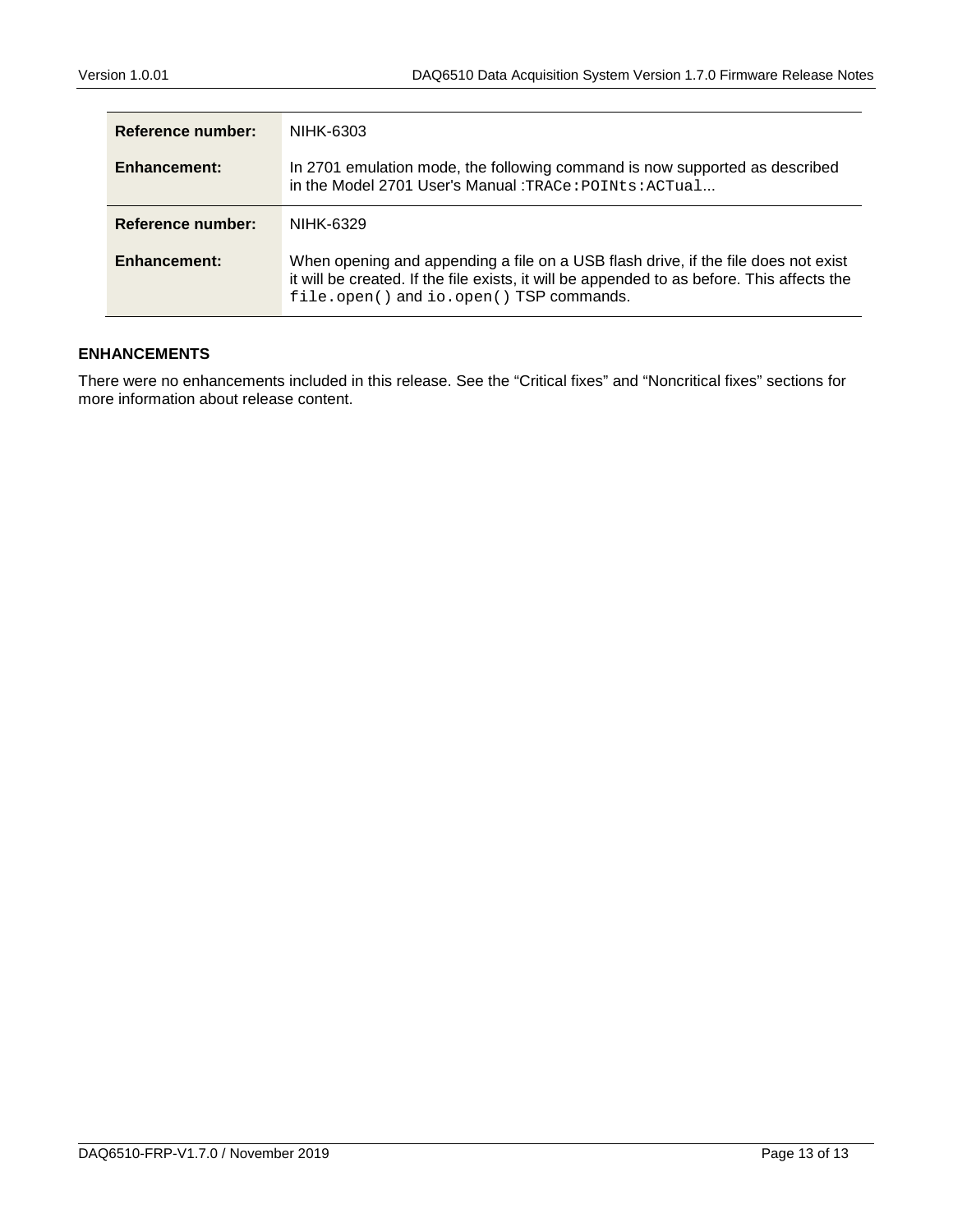| | |
|---|---|
| **Reference number:** | NIHK-6303 |
| **Enhancement:** | In 2701 emulation mode, the following command is now supported as described in the Model 2701 User's Manual :`TRACe:POINts:ACTual`... |
| **Reference number:** | NIHK-6329 |
| **Enhancement:** | When opening and appending a file on a USB flash drive, if the file does not exist it will be created. If the file exists, it will be appended to as before. This affects the `file.open()` and `io.open()` TSP commands. |

### ENHANCEMENTS

There were no enhancements included in this release. See the “Critical fixes” and “Noncritical fixes” sections for more information about release content.